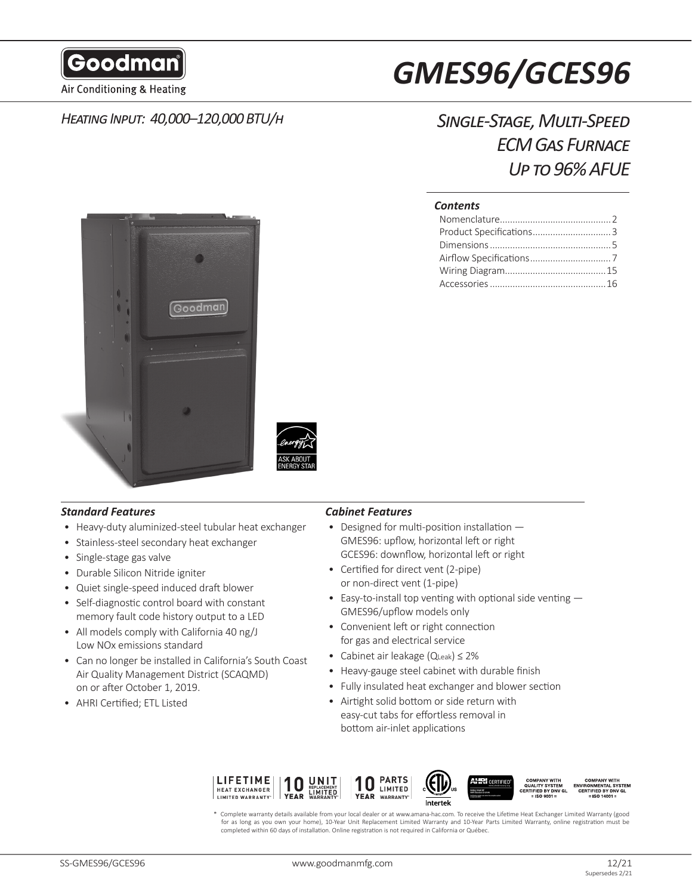Goodman

Air Conditioning & Heating

# GMES96/GCES96

## *Heating Input: 40,000–120,000 BTU/h*

## *Single-Stage, Multi-Speed ECM Gas Furnace Up to 96% AFUE*

### *Contents*

- Nomenclature .......... 2
- Product Specifications .......... 3
- Dimensions .......... 5
- Airflow Specifications .......... 7
- Wiring Diagram .......... 15
- Accessories .......... 16

ASK ABOUT ENERGY STAR

### *Standard Features*

- Heavy-duty aluminized-steel tubular heat exchanger
- Stainless-steel secondary heat exchanger
- Single-stage gas valve
- Durable Silicon Nitride igniter
- Quiet single-speed induced draft blower
- Self-diagnostic control board with constant memory fault code history output to a LED
- All models comply with California 40 ng/J Low NOx emissions standard
- Can no longer be installed in California's South Coast Air Quality Management District (SCAQMD) on or after October 1, 2019.
- AHRI Certified; ETL Listed

### *Cabinet Features*

- Designed for multi-position installation — GMES96: upflow, horizontal left or right GCES96: downflow, horizontal left or right
- Certified for direct vent (2-pipe) or non-direct vent (1-pipe)
- Easy-to-install top venting with optional side venting — GMES96/upflow models only
- Convenient left or right connection for gas and electrical service
- Cabinet air leakage ($Q_{Leak}$) ≤ 2%
- Heavy-gauge steel cabinet with durable finish
- Fully insulated heat exchanger and blower section
- Airtight solid bottom or side return with easy-cut tabs for effortless removal in bottom air-inlet applications

LIFETIME HEAT EXCHANGER LIMITED WARRANTY* | 10 YEAR UNIT REPLACEMENT LIMITED WARRANTY* | 10 YEAR PARTS LIMITED WARRANTY* | Intertek | AHRI CERTIFIED | COMPANY WITH QUALITY SYSTEM CERTIFIED BY DNV GL = ISO 9001 = | COMPANY WITH ENVIRONMENTAL SYSTEM CERTIFIED BY DNV GL = ISO 14001 =

\* Complete warranty details available from your local dealer or at www.amana-hac.com. To receive the Lifetime Heat Exchanger Limited Warranty (good for as long as you own your home), 10-Year Unit Replacement Limited Warranty and 10-Year Parts Limited Warranty, online registration must be completed within 60 days of installation. Online registration is not required in California or Québec.

SS-GMES96/GCES96 www.goodmanmfg.com 12/21 Supersedes 2/21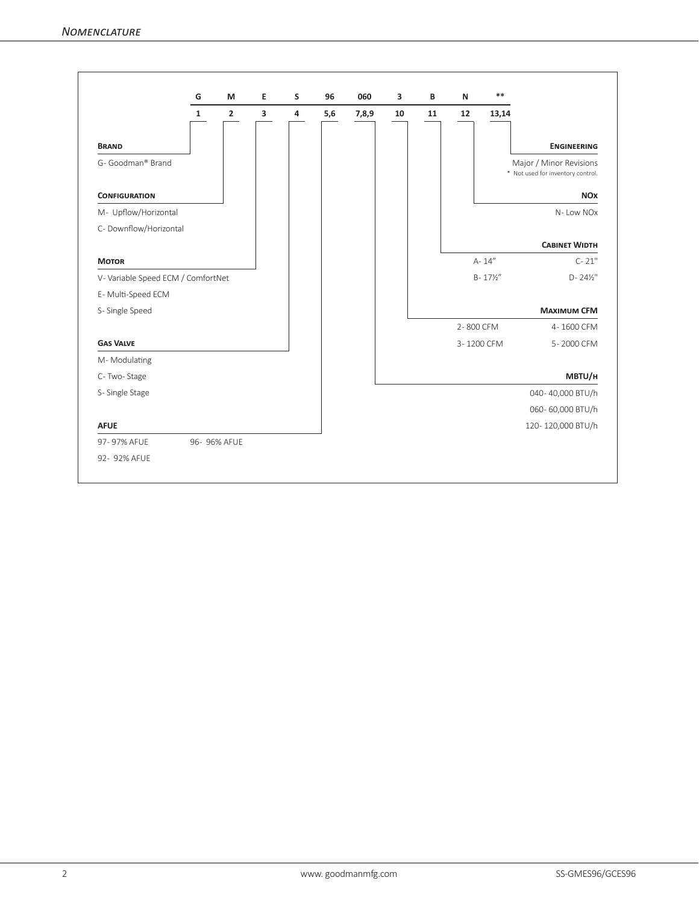## Nomenclature

| G | M | E | S | 96 | 060 | 3 | B | N | ** |
|---|---|---|---|---|---|---|---|---|---|
| 1 | 2 | 3 | 4 | 5,6 | 7,8,9 | 10 | 11 | 12 | 13,14 |

**Brand**
G- Goodman® Brand

**Configuration**
M- Upflow/Horizontal
C- Downflow/Horizontal

**Motor**
V- Variable Speed ECM / ComfortNet
E- Multi-Speed ECM
S- Single Speed

**Gas Valve**
M- Modulating
C- Two- Stage
S- Single Stage

**AFUE**
97- 97% AFUE
96- 96% AFUE
92- 92% AFUE

**MBTU/h**
040- 40,000 BTU/h
060- 60,000 BTU/h
120- 120,000 BTU/h

**Maximum CFM**
2- 800 CFM
3- 1200 CFM
4- 1600 CFM
5- 2000 CFM

**Cabinet Width**
A- 14"
B- 17½"
C- 21"
D- 24½"

**NOx**
N- Low NOx

**Engineering**
Major / Minor Revisions
* Not used for inventory control.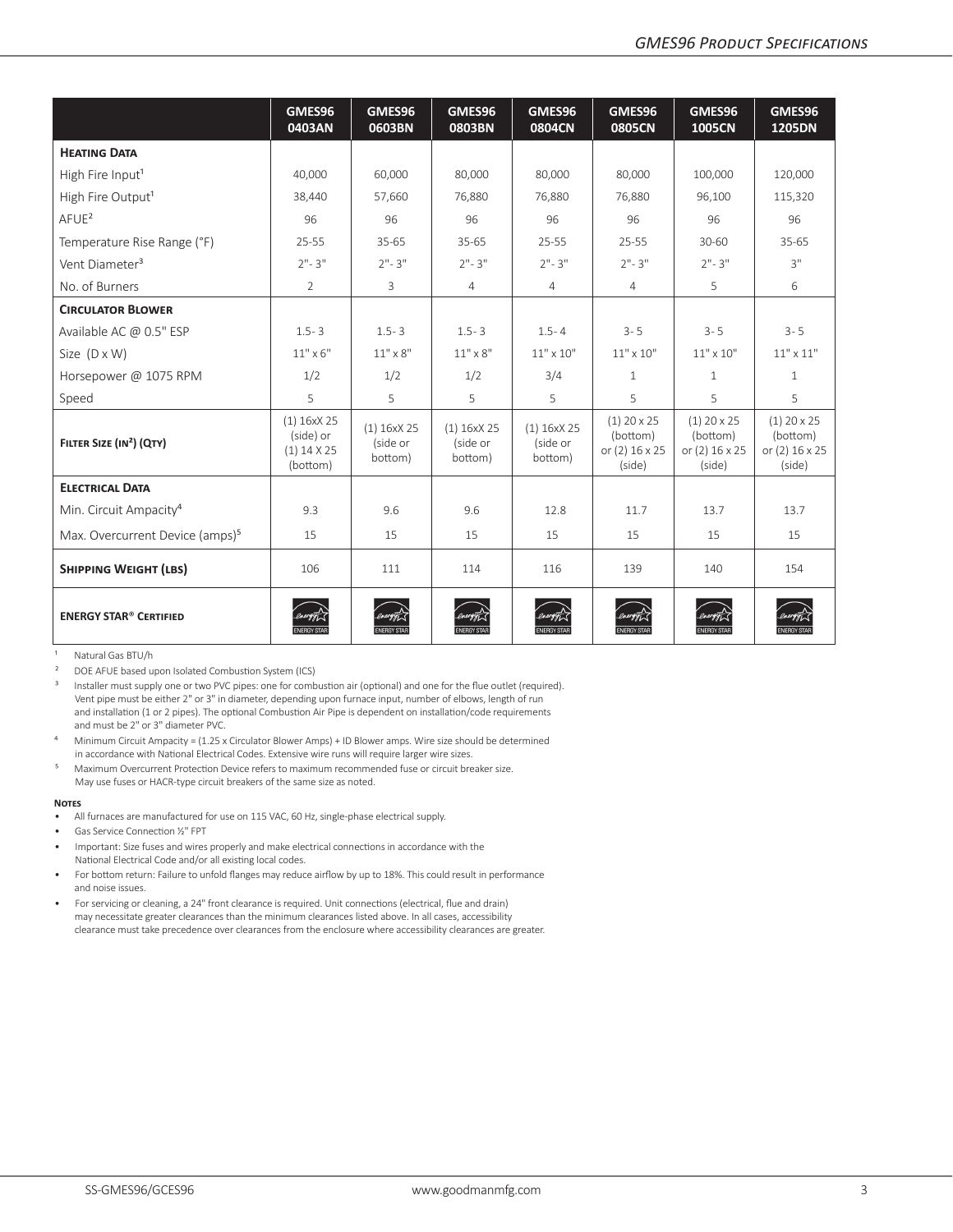| | GMES96 0403AN | GMES96 0603BN | GMES96 0803BN | GMES96 0804CN | GMES96 0805CN | GMES96 1005CN | GMES96 1205DN |
|---|---|---|---|---|---|---|---|
| **Heating Data** | | | | | | | |
| High Fire Input[1] | 40,000 | 60,000 | 80,000 | 80,000 | 80,000 | 100,000 | 120,000 |
| High Fire Output[1] | 38,440 | 57,660 | 76,880 | 76,880 | 76,880 | 96,100 | 115,320 |
| AFUE[2] | 96 | 96 | 96 | 96 | 96 | 96 | 96 |
| Temperature Rise Range (°F) | 25-55 | 35-65 | 35-65 | 25-55 | 25-55 | 30-60 | 35-65 |
| Vent Diameter[3] | 2"- 3" | 2"- 3" | 2"- 3" | 2"- 3" | 2"- 3" | 2"- 3" | 3" |
| No. of Burners | 2 | 3 | 4 | 4 | 4 | 5 | 6 |
| **Circulator Blower** | | | | | | | |
| Available AC @ 0.5" ESP | 1.5- 3 | 1.5- 3 | 1.5- 3 | 1.5- 4 | 3- 5 | 3- 5 | 3- 5 |
| Size (D x W) | 11" x 6" | 11" x 8" | 11" x 8" | 11" x 10" | 11" x 10" | 11" x 10" | 11" x 11" |
| Horsepower @ 1075 RPM | 1/2 | 1/2 | 1/2 | 3/4 | 1 | 1 | 1 |
| Speed | 5 | 5 | 5 | 5 | 5 | 5 | 5 |
| **Filter Size ($in^2$) (Qty)** | (1) 16xX 25 (side) or (1) 14 X 25 (bottom) | (1) 16xX 25 (side or bottom) | (1) 16xX 25 (side or bottom) | (1) 16xX 25 (side or bottom) | (1) 20 x 25 (bottom) or (2) 16 x 25 (side) | (1) 20 x 25 (bottom) or (2) 16 x 25 (side) | (1) 20 x 25 (bottom) or (2) 16 x 25 (side) |
| **Electrical Data** | | | | | | | |
| Min. Circuit Ampacity[4] | 9.3 | 9.6 | 9.6 | 12.8 | 11.7 | 13.7 | 13.7 |
| Max. Overcurrent Device (amps)[5] | 15 | 15 | 15 | 15 | 15 | 15 | 15 |
| **Shipping Weight (lbs)** | 106 | 111 | 114 | 116 | 139 | 140 | 154 |
| **ENERGY STAR® Certified** | ENERGY STAR | ENERGY STAR | ENERGY STAR | ENERGY STAR | ENERGY STAR | ENERGY STAR | ENERGY STAR |

[1] Natural Gas BTU/h

[2] DOE AFUE based upon Isolated Combustion System (ICS)

[3] Installer must supply one or two PVC pipes: one for combustion air (optional) and one for the flue outlet (required). Vent pipe must be either 2" or 3" in diameter, depending upon furnace input, number of elbows, length of run and installation (1 or 2 pipes). The optional Combustion Air Pipe is dependent on installation/code requirements and must be 2" or 3" diameter PVC.

[4] Minimum Circuit Ampacity = (1.25 x Circulator Blower Amps) + ID Blower amps. Wire size should be determined in accordance with National Electrical Codes. Extensive wire runs will require larger wire sizes.

[5] Maximum Overcurrent Protection Device refers to maximum recommended fuse or circuit breaker size. May use fuses or HACR-type circuit breakers of the same size as noted.

**Notes**

- All furnaces are manufactured for use on 115 VAC, 60 Hz, single-phase electrical supply.
- Gas Service Connection ½" FPT
- Important: Size fuses and wires properly and make electrical connections in accordance with the National Electrical Code and/or all existing local codes.
- For bottom return: Failure to unfold flanges may reduce airflow by up to 18%. This could result in performance and noise issues.
- For servicing or cleaning, a 24" front clearance is required. Unit connections (electrical, flue and drain) may necessitate greater clearances than the minimum clearances listed above. In all cases, accessibility clearance must take precedence over clearances from the enclosure where accessibility clearances are greater.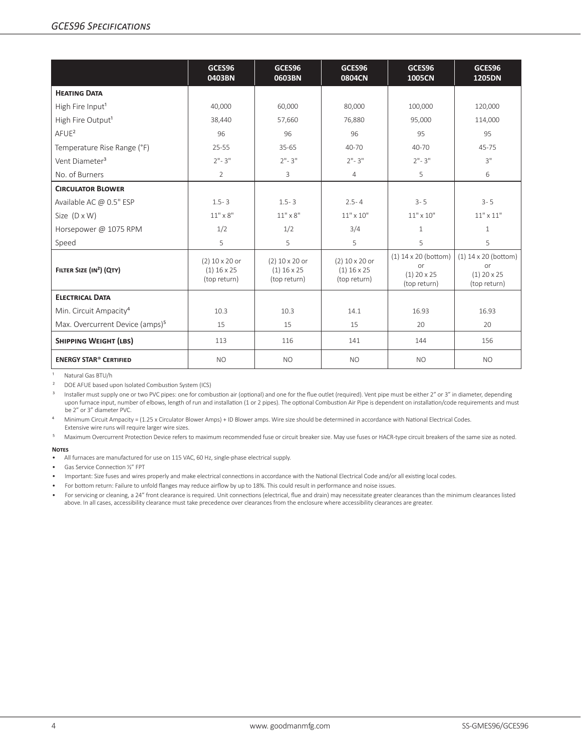## GCES96 Specifications

| | GCES96 0403BN | GCES96 0603BN | GCES96 0804CN | GCES96 1005CN | GCES96 1205DN |
|---|---|---|---|---|---|
| **Heating Data** | | | | | |
| High Fire Input[1] | 40,000 | 60,000 | 80,000 | 100,000 | 120,000 |
| High Fire Output[1] | 38,440 | 57,660 | 76,880 | 95,000 | 114,000 |
| AFUE[2] | 96 | 96 | 96 | 95 | 95 |
| Temperature Rise Range (°F) | 25-55 | 35-65 | 40-70 | 40-70 | 45-75 |
| Vent Diameter[3] | 2"- 3" | 2"- 3" | 2"- 3" | 2"- 3" | 3" |
| No. of Burners | 2 | 3 | 4 | 5 | 6 |
| **Circulator Blower** | | | | | |
| Available AC @ 0.5" ESP | 1.5- 3 | 1.5- 3 | 2.5- 4 | 3- 5 | 3- 5 |
| Size (D x W) | 11" x 8" | 11" x 8" | 11" x 10" | 11" x 10" | 11" x 11" |
| Horsepower @ 1075 RPM | 1/2 | 1/2 | 3/4 | 1 | 1 |
| Speed | 5 | 5 | 5 | 5 | 5 |
| **Filter Size (in²) (Qty)** | (2) 10 x 20 or (1) 16 x 25 (top return) | (2) 10 x 20 or (1) 16 x 25 (top return) | (2) 10 x 20 or (1) 16 x 25 (top return) | (1) 14 x 20 (bottom) or (1) 20 x 25 (top return) | (1) 14 x 20 (bottom) or (1) 20 x 25 (top return) |
| **Electrical Data** | | | | | |
| Min. Circuit Ampacity[4] | 10.3 | 10.3 | 14.1 | 16.93 | 16.93 |
| Max. Overcurrent Device (amps)[5] | 15 | 15 | 15 | 20 | 20 |
| **Shipping Weight (lbs)** | 113 | 116 | 141 | 144 | 156 |
| **ENERGY STAR® Certified** | NO | NO | NO | NO | NO |

[1] Natural Gas BTU/h

[2] DOE AFUE based upon Isolated Combustion System (ICS)

[3] Installer must supply one or two PVC pipes: one for combustion air (optional) and one for the flue outlet (required). Vent pipe must be either 2" or 3" in diameter, depending upon furnace input, number of elbows, length of run and installation (1 or 2 pipes). The optional Combustion Air Pipe is dependent on installation/code requirements and must be 2" or 3" diameter PVC.

[4] Minimum Circuit Ampacity = (1.25 x Circulator Blower Amps) + ID Blower amps. Wire size should be determined in accordance with National Electrical Codes. Extensive wire runs will require larger wire sizes.

[5] Maximum Overcurrent Protection Device refers to maximum recommended fuse or circuit breaker size. May use fuses or HACR-type circuit breakers of the same size as noted.

**Notes**

- All furnaces are manufactured for use on 115 VAC, 60 Hz, single-phase electrical supply.
- Gas Service Connection ½" FPT
- Important: Size fuses and wires properly and make electrical connections in accordance with the National Electrical Code and/or all existing local codes.
- For bottom return: Failure to unfold flanges may reduce airflow by up to 18%. This could result in performance and noise issues.
- For servicing or cleaning, a 24" front clearance is required. Unit connections (electrical, flue and drain) may necessitate greater clearances than the minimum clearances listed above. In all cases, accessibility clearance must take precedence over clearances from the enclosure where accessibility clearances are greater.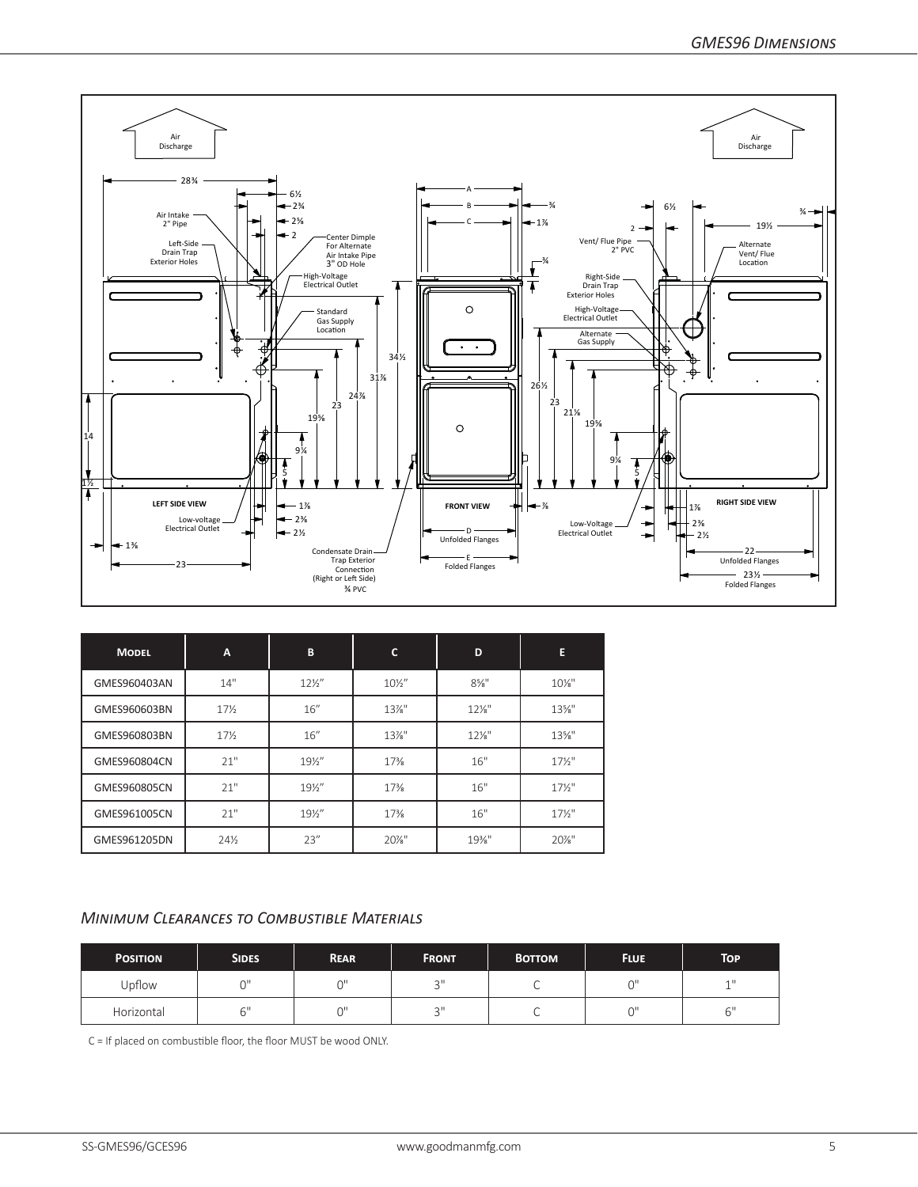## GMES96 Dimensions

Air Discharge

Air Discharge

28¾
6½
2¾
2⅝
2
Air Intake 2" Pipe
Left-Side Drain Trap Exterior Holes
Center Dimple For Alternate Air Intake Pipe 3" OD Hole
High-Voltage Electrical Outlet
Standard Gas Supply Location
34½
31⅞
24⅜
23
19⅝
9¼
5
14
1½
LEFT SIDE VIEW
Low-voltage Electrical Outlet
1⅞
2⅜
2½
1⅜
23

A
B
C
¾
1⅞
¾
FRONT VIEW
⅞
D Unfolded Flanges
E Folded Flanges
Condensate Drain Trap Exterior Connection (Right or Left Side) ¾ PVC

2
6½
¾
19½
Vent/ Flue Pipe 2" PVC
Alternate Vent/ Flue Location
Right-Side Drain Trap Exterior Holes
High-Voltage Electrical Outlet
Alternate Gas Supply
26½
23
21⅞
19⅝
9¼
5
RIGHT SIDE VIEW
1⅞
2⅜
2½
Low-Voltage Electrical Outlet
22 Unfolded Flanges
23½ Folded Flanges

| Model | A | B | C | D | E |
| --- | --- | --- | --- | --- | --- |
| GMES960403AN | 14" | 12½" | 10½" | 8⅝" | 10⅛" |
| GMES960603BN | 17½ | 16" | 13⅞" | 12⅛" | 13⅝" |
| GMES960803BN | 17½ | 16" | 13⅞" | 12⅛" | 13⅝" |
| GMES960804CN | 21" | 19½" | 17⅜ | 16" | 17½" |
| GMES960805CN | 21" | 19½" | 17⅜ | 16" | 17½" |
| GMES961005CN | 21" | 19½" | 17⅜ | 16" | 17½" |
| GMES961205DN | 24½ | 23" | 20⅞" | 19⅜" | 20⅞" |

### Minimum Clearances to Combustible Materials

| Position | Sides | Rear | Front | Bottom | Flue | Top |
| --- | --- | --- | --- | --- | --- | --- |
| Upflow | 0" | 0" | 3" | C | 0" | 1" |
| Horizontal | 6" | 0" | 3" | C | 0" | 6" |

C = If placed on combustible floor, the floor MUST be wood ONLY.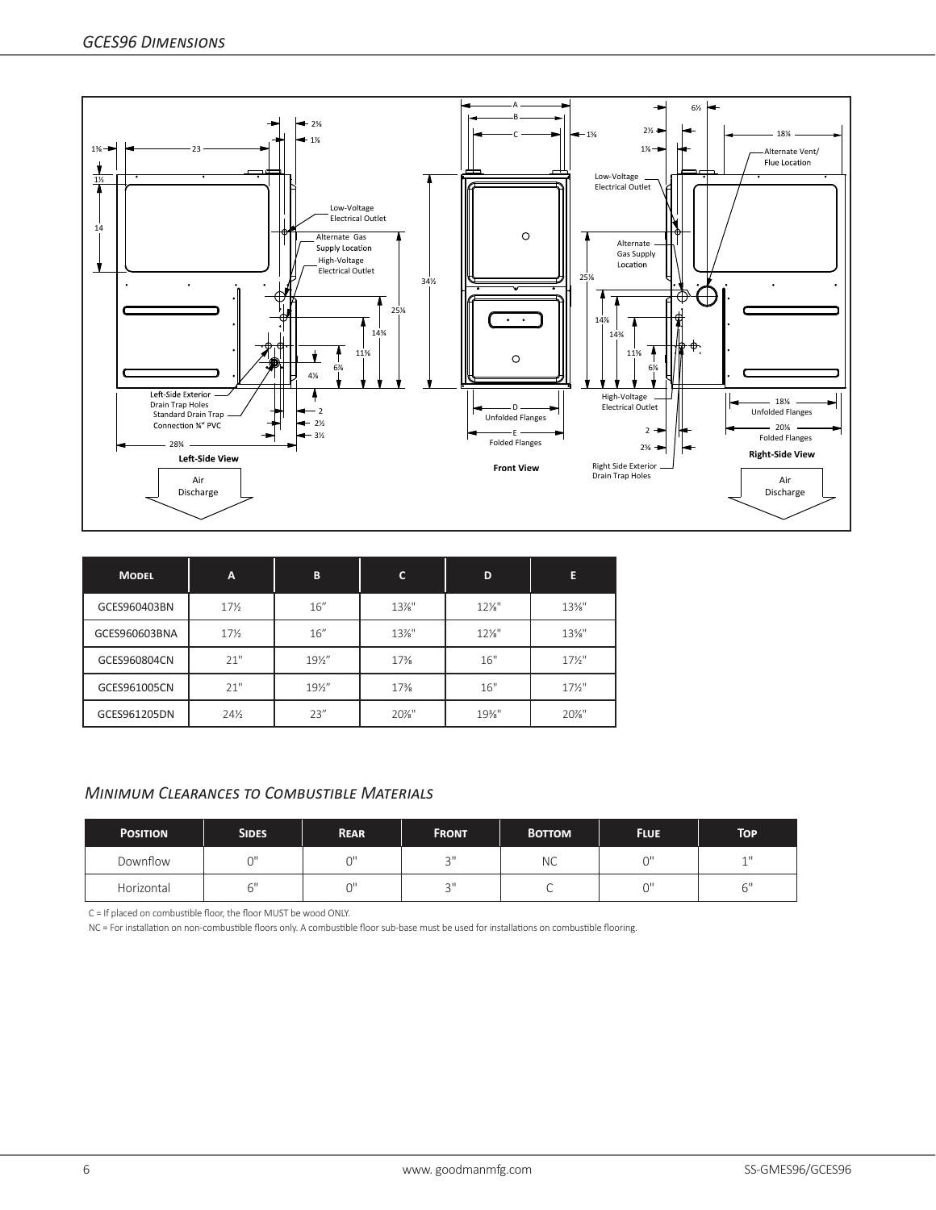## *GCES96 Dimensions*

2⅜
1⅞
1⅜
23
1½
14
Low-Voltage Electrical Outlet
Alternate Gas Supply Location
High-Voltage Electrical Outlet
34½
25⅝
14¾
11⅝
6⅞
4⅞
2
2½
3½
28¾
Left-Side Exterior Drain Trap Holes
Standard Drain Trap Connection ¾" PVC
Left-Side View
Air Discharge

A
B
C
1⅜
D
Unfolded Flanges
E
Folded Flanges
Front View

6½
2½
1⅞
18⅞
Alternate Vent/ Flue Location
Low-Voltage Electrical Outlet
Alternate Gas Supply Location
25⅝
14⅝
14¾
11⅝
6⅞
High-Voltage Electrical Outlet
2
2⅜
Right Side Exterior Drain Trap Holes
18⅞
Unfolded Flanges
20⅝
Folded Flanges
Right-Side View
Air Discharge

| Model | A | B | C | D | E |
|---|---|---|---|---|---|
| GCES960403BN | 17½ | 16" | 13⅞" | 12⅛" | 13⅝" |
| GCES960603BNA | 17½ | 16" | 13⅞" | 12⅛" | 13⅝" |
| GCES960804CN | 21" | 19½" | 17⅜ | 16" | 17½" |
| GCES961005CN | 21" | 19½" | 17⅜ | 16" | 17½" |
| GCES961205DN | 24½ | 23" | 20⅞" | 19⅝" | 20⅞" |

## *Minimum Clearances to Combustible Materials*

| Position | Sides | Rear | Front | Bottom | Flue | Top |
|---|---|---|---|---|---|---|
| Downflow | 0" | 0" | 3" | NC | 0" | 1" |
| Horizontal | 6" | 0" | 3" | C | 0" | 6" |

C = If placed on combustible floor, the floor MUST be wood ONLY.

NC = For installation on non-combustible floors only. A combustible floor sub-base must be used for installations on combustible flooring.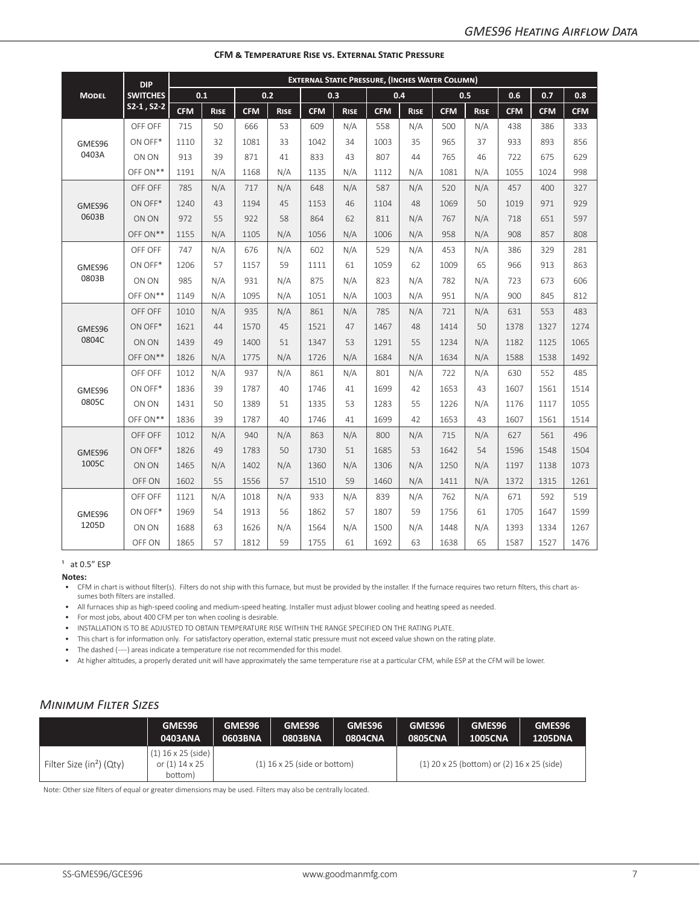## GMES96 Heating Airflow Data

### CFM & Temperature Rise vs. External Static Pressure

| Model | DIP Switches | External Static Pressure, (Inches Water Column) | | | | | | | | | | | | |
|---|---|---|---|---|---|---|---|---|---|---|---|---|---|---|
| | | 0.1 | | 0.2 | | 0.3 | | 0.4 | | 0.5 | | 0.6 | 0.7 | 0.8 |
| | S2-1 , S2-2 | CFM | Rise | CFM | Rise | CFM | Rise | CFM | Rise | CFM | Rise | CFM | CFM | CFM |
| GMES96 0403A | OFF OFF | 715 | 50 | 666 | 53 | 609 | N/A | 558 | N/A | 500 | N/A | 438 | 386 | 333 |
| | ON OFF* | 1110 | 32 | 1081 | 33 | 1042 | 34 | 1003 | 35 | 965 | 37 | 933 | 893 | 856 |
| | ON ON | 913 | 39 | 871 | 41 | 833 | 43 | 807 | 44 | 765 | 46 | 722 | 675 | 629 |
| | OFF ON** | 1191 | N/A | 1168 | N/A | 1135 | N/A | 1112 | N/A | 1081 | N/A | 1055 | 1024 | 998 |
| GMES96 0603B | OFF OFF | 785 | N/A | 717 | N/A | 648 | N/A | 587 | N/A | 520 | N/A | 457 | 400 | 327 |
| | ON OFF* | 1240 | 43 | 1194 | 45 | 1153 | 46 | 1104 | 48 | 1069 | 50 | 1019 | 971 | 929 |
| | ON ON | 972 | 55 | 922 | 58 | 864 | 62 | 811 | N/A | 767 | N/A | 718 | 651 | 597 |
| | OFF ON** | 1155 | N/A | 1105 | N/A | 1056 | N/A | 1006 | N/A | 958 | N/A | 908 | 857 | 808 |
| GMES96 0803B | OFF OFF | 747 | N/A | 676 | N/A | 602 | N/A | 529 | N/A | 453 | N/A | 386 | 329 | 281 |
| | ON OFF* | 1206 | 57 | 1157 | 59 | 1111 | 61 | 1059 | 62 | 1009 | 65 | 966 | 913 | 863 |
| | ON ON | 985 | N/A | 931 | N/A | 875 | N/A | 823 | N/A | 782 | N/A | 723 | 673 | 606 |
| | OFF ON** | 1149 | N/A | 1095 | N/A | 1051 | N/A | 1003 | N/A | 951 | N/A | 900 | 845 | 812 |
| GMES96 0804C | OFF OFF | 1010 | N/A | 935 | N/A | 861 | N/A | 785 | N/A | 721 | N/A | 631 | 553 | 483 |
| | ON OFF* | 1621 | 44 | 1570 | 45 | 1521 | 47 | 1467 | 48 | 1414 | 50 | 1378 | 1327 | 1274 |
| | ON ON | 1439 | 49 | 1400 | 51 | 1347 | 53 | 1291 | 55 | 1234 | N/A | 1182 | 1125 | 1065 |
| | OFF ON** | 1826 | N/A | 1775 | N/A | 1726 | N/A | 1684 | N/A | 1634 | N/A | 1588 | 1538 | 1492 |
| GMES96 0805C | OFF OFF | 1012 | N/A | 937 | N/A | 861 | N/A | 801 | N/A | 722 | N/A | 630 | 552 | 485 |
| | ON OFF* | 1836 | 39 | 1787 | 40 | 1746 | 41 | 1699 | 42 | 1653 | 43 | 1607 | 1561 | 1514 |
| | ON ON | 1431 | 50 | 1389 | 51 | 1335 | 53 | 1283 | 55 | 1226 | N/A | 1176 | 1117 | 1055 |
| | OFF ON** | 1836 | 39 | 1787 | 40 | 1746 | 41 | 1699 | 42 | 1653 | 43 | 1607 | 1561 | 1514 |
| GMES96 1005C | OFF OFF | 1012 | N/A | 940 | N/A | 863 | N/A | 800 | N/A | 715 | N/A | 627 | 561 | 496 |
| | ON OFF* | 1826 | 49 | 1783 | 50 | 1730 | 51 | 1685 | 53 | 1642 | 54 | 1596 | 1548 | 1504 |
| | ON ON | 1465 | N/A | 1402 | N/A | 1360 | N/A | 1306 | N/A | 1250 | N/A | 1197 | 1138 | 1073 |
| | OFF ON | 1602 | 55 | 1556 | 57 | 1510 | 59 | 1460 | N/A | 1411 | N/A | 1372 | 1315 | 1261 |
| GMES96 1205D | OFF OFF | 1121 | N/A | 1018 | N/A | 933 | N/A | 839 | N/A | 762 | N/A | 671 | 592 | 519 |
| | ON OFF* | 1969 | 54 | 1913 | 56 | 1862 | 57 | 1807 | 59 | 1756 | 61 | 1705 | 1647 | 1599 |
| | ON ON | 1688 | 63 | 1626 | N/A | 1564 | N/A | 1500 | N/A | 1448 | N/A | 1393 | 1334 | 1267 |
| | OFF ON | 1865 | 57 | 1812 | 59 | 1755 | 61 | 1692 | 63 | 1638 | 65 | 1587 | 1527 | 1476 |

[1] at 0.5" ESP

**Notes:**

- CFM in chart is without filter(s). Filters do not ship with this furnace, but must be provided by the installer. If the furnace requires two return filters, this chart assumes both filters are installed.
- All furnaces ship as high-speed cooling and medium-speed heating. Installer must adjust blower cooling and heating speed as needed.
- For most jobs, about 400 CFM per ton when cooling is desirable.
- INSTALLATION IS TO BE ADJUSTED TO OBTAIN TEMPERATURE RISE WITHIN THE RANGE SPECIFIED ON THE RATING PLATE.
- This chart is for information only. For satisfactory operation, external static pressure must not exceed value shown on the rating plate.
- The dashed (----) areas indicate a temperature rise not recommended for this model.
- At higher altitudes, a properly derated unit will have approximately the same temperature rise at a particular CFM, while ESP at the CFM will be lower.

## Minimum Filter Sizes

| | GMES96 0403ANA | GMES96 0603BNA | GMES96 0803BNA | GMES96 0804CNA | GMES96 0805CNA | GMES96 1005CNA | GMES96 1205DNA |
|---|---|---|---|---|---|---|---|
| Filter Size (in²) (Qty) | (1) 16 x 25 (side) or (1) 14 x 25 bottom) | (1) 16 x 25 (side or bottom) | | | (1) 20 x 25 (bottom) or (2) 16 x 25 (side) | | |

Note: Other size filters of equal or greater dimensions may be used. Filters may also be centrally located.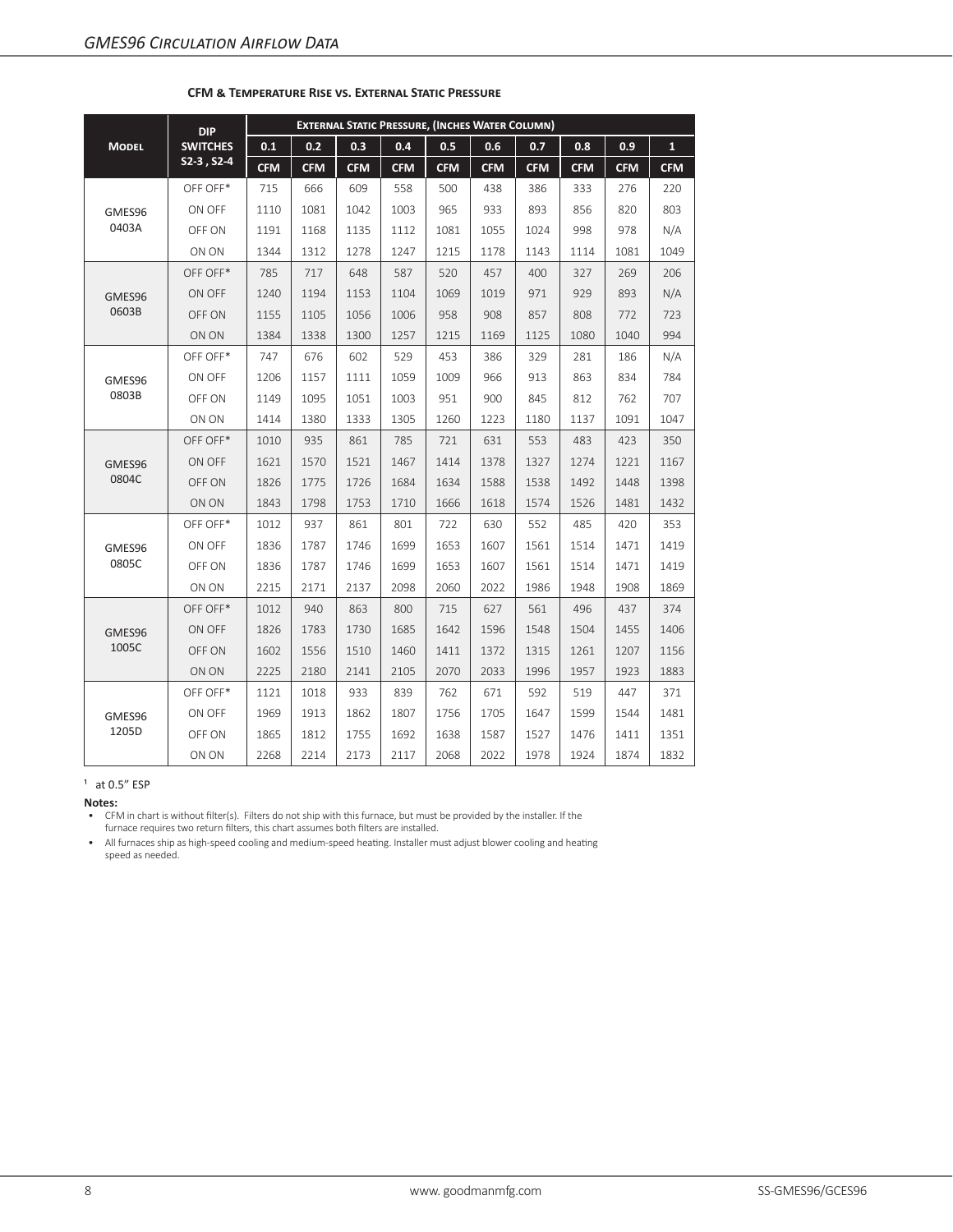## GMES96 Circulation Airflow Data

**CFM & Temperature Rise vs. External Static Pressure**

| Model | DIP Switches S2-3 , S2-4 | External Static Pressure, (Inches Water Column) | | | | | | | | | |
|---|---|---|---|---|---|---|---|---|---|---|---|
| | | 0.1 | 0.2 | 0.3 | 0.4 | 0.5 | 0.6 | 0.7 | 0.8 | 0.9 | 1 |
| | | CFM | CFM | CFM | CFM | CFM | CFM | CFM | CFM | CFM | CFM |
| GMES96 0403A | OFF OFF* | 715 | 666 | 609 | 558 | 500 | 438 | 386 | 333 | 276 | 220 |
| | ON OFF | 1110 | 1081 | 1042 | 1003 | 965 | 933 | 893 | 856 | 820 | 803 |
| | OFF ON | 1191 | 1168 | 1135 | 1112 | 1081 | 1055 | 1024 | 998 | 978 | N/A |
| | ON ON | 1344 | 1312 | 1278 | 1247 | 1215 | 1178 | 1143 | 1114 | 1081 | 1049 |
| GMES96 0603B | OFF OFF* | 785 | 717 | 648 | 587 | 520 | 457 | 400 | 327 | 269 | 206 |
| | ON OFF | 1240 | 1194 | 1153 | 1104 | 1069 | 1019 | 971 | 929 | 893 | N/A |
| | OFF ON | 1155 | 1105 | 1056 | 1006 | 958 | 908 | 857 | 808 | 772 | 723 |
| | ON ON | 1384 | 1338 | 1300 | 1257 | 1215 | 1169 | 1125 | 1080 | 1040 | 994 |
| GMES96 0803B | OFF OFF* | 747 | 676 | 602 | 529 | 453 | 386 | 329 | 281 | 186 | N/A |
| | ON OFF | 1206 | 1157 | 1111 | 1059 | 1009 | 966 | 913 | 863 | 834 | 784 |
| | OFF ON | 1149 | 1095 | 1051 | 1003 | 951 | 900 | 845 | 812 | 762 | 707 |
| | ON ON | 1414 | 1380 | 1333 | 1305 | 1260 | 1223 | 1180 | 1137 | 1091 | 1047 |
| GMES96 0804C | OFF OFF* | 1010 | 935 | 861 | 785 | 721 | 631 | 553 | 483 | 423 | 350 |
| | ON OFF | 1621 | 1570 | 1521 | 1467 | 1414 | 1378 | 1327 | 1274 | 1221 | 1167 |
| | OFF ON | 1826 | 1775 | 1726 | 1684 | 1634 | 1588 | 1538 | 1492 | 1448 | 1398 |
| | ON ON | 1843 | 1798 | 1753 | 1710 | 1666 | 1618 | 1574 | 1526 | 1481 | 1432 |
| GMES96 0805C | OFF OFF* | 1012 | 937 | 861 | 801 | 722 | 630 | 552 | 485 | 420 | 353 |
| | ON OFF | 1836 | 1787 | 1746 | 1699 | 1653 | 1607 | 1561 | 1514 | 1471 | 1419 |
| | OFF ON | 1836 | 1787 | 1746 | 1699 | 1653 | 1607 | 1561 | 1514 | 1471 | 1419 |
| | ON ON | 2215 | 2171 | 2137 | 2098 | 2060 | 2022 | 1986 | 1948 | 1908 | 1869 |
| GMES96 1005C | OFF OFF* | 1012 | 940 | 863 | 800 | 715 | 627 | 561 | 496 | 437 | 374 |
| | ON OFF | 1826 | 1783 | 1730 | 1685 | 1642 | 1596 | 1548 | 1504 | 1455 | 1406 |
| | OFF ON | 1602 | 1556 | 1510 | 1460 | 1411 | 1372 | 1315 | 1261 | 1207 | 1156 |
| | ON ON | 2225 | 2180 | 2141 | 2105 | 2070 | 2033 | 1996 | 1957 | 1923 | 1883 |
| GMES96 1205D | OFF OFF* | 1121 | 1018 | 933 | 839 | 762 | 671 | 592 | 519 | 447 | 371 |
| | ON OFF | 1969 | 1913 | 1862 | 1807 | 1756 | 1705 | 1647 | 1599 | 1544 | 1481 |
| | OFF ON | 1865 | 1812 | 1755 | 1692 | 1638 | 1587 | 1527 | 1476 | 1411 | 1351 |
| | ON ON | 2268 | 2214 | 2173 | 2117 | 2068 | 2022 | 1978 | 1924 | 1874 | 1832 |

[1] at 0.5" ESP

**Notes:**

- CFM in chart is without filter(s). Filters do not ship with this furnace, but must be provided by the installer. If the furnace requires two return filters, this chart assumes both filters are installed.
- All furnaces ship as high-speed cooling and medium-speed heating. Installer must adjust blower cooling and heating speed as needed.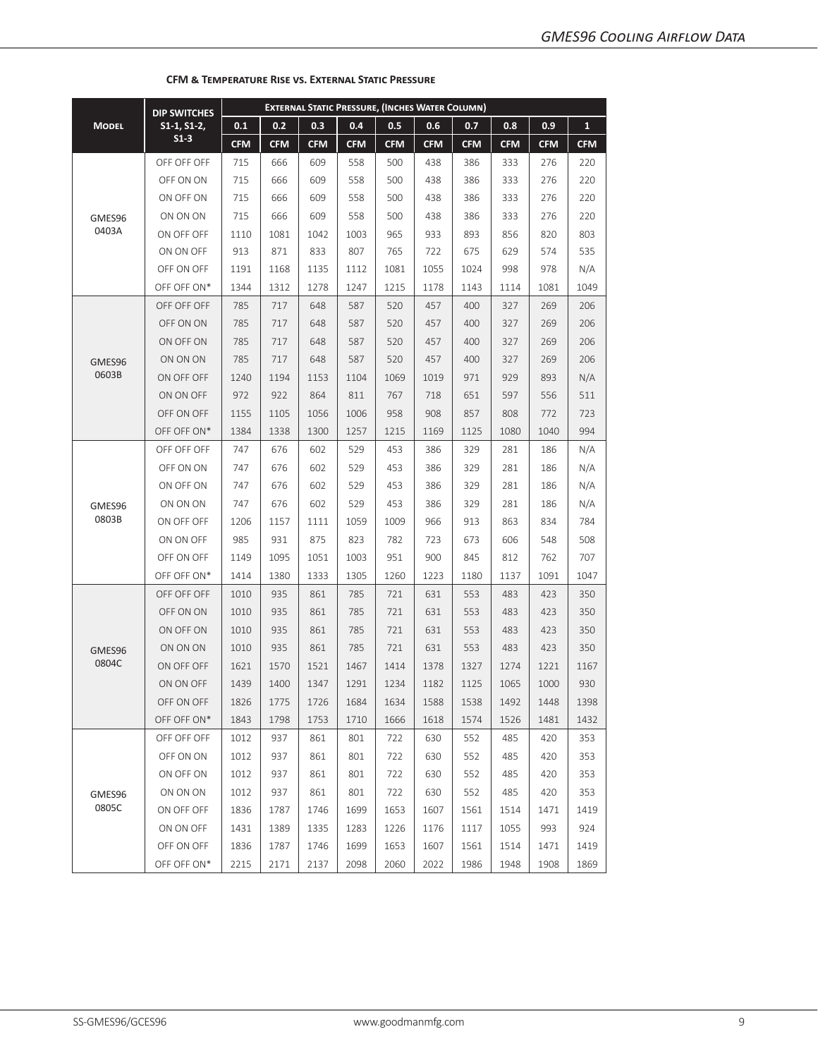**CFM & Temperature Rise vs. External Static Pressure**

| Model | DIP Switches S1-1, S1-2, S1-3 | External Static Pressure, (Inches Water Column) | | | | | | | | | |
|---|---|---|---|---|---|---|---|---|---|---|---|
| | | 0.1 | 0.2 | 0.3 | 0.4 | 0.5 | 0.6 | 0.7 | 0.8 | 0.9 | 1 |
| | | CFM | CFM | CFM | CFM | CFM | CFM | CFM | CFM | CFM | CFM |
| GMES96 0403A | OFF OFF OFF | 715 | 666 | 609 | 558 | 500 | 438 | 386 | 333 | 276 | 220 |
| | OFF ON ON | 715 | 666 | 609 | 558 | 500 | 438 | 386 | 333 | 276 | 220 |
| | ON OFF ON | 715 | 666 | 609 | 558 | 500 | 438 | 386 | 333 | 276 | 220 |
| | ON ON ON | 715 | 666 | 609 | 558 | 500 | 438 | 386 | 333 | 276 | 220 |
| | ON OFF OFF | 1110 | 1081 | 1042 | 1003 | 965 | 933 | 893 | 856 | 820 | 803 |
| | ON ON OFF | 913 | 871 | 833 | 807 | 765 | 722 | 675 | 629 | 574 | 535 |
| | OFF ON OFF | 1191 | 1168 | 1135 | 1112 | 1081 | 1055 | 1024 | 998 | 978 | N/A |
| | OFF OFF ON* | 1344 | 1312 | 1278 | 1247 | 1215 | 1178 | 1143 | 1114 | 1081 | 1049 |
| GMES96 0603B | OFF OFF OFF | 785 | 717 | 648 | 587 | 520 | 457 | 400 | 327 | 269 | 206 |
| | OFF ON ON | 785 | 717 | 648 | 587 | 520 | 457 | 400 | 327 | 269 | 206 |
| | ON OFF ON | 785 | 717 | 648 | 587 | 520 | 457 | 400 | 327 | 269 | 206 |
| | ON ON ON | 785 | 717 | 648 | 587 | 520 | 457 | 400 | 327 | 269 | 206 |
| | ON OFF OFF | 1240 | 1194 | 1153 | 1104 | 1069 | 1019 | 971 | 929 | 893 | N/A |
| | ON ON OFF | 972 | 922 | 864 | 811 | 767 | 718 | 651 | 597 | 556 | 511 |
| | OFF ON OFF | 1155 | 1105 | 1056 | 1006 | 958 | 908 | 857 | 808 | 772 | 723 |
| | OFF OFF ON* | 1384 | 1338 | 1300 | 1257 | 1215 | 1169 | 1125 | 1080 | 1040 | 994 |
| GMES96 0803B | OFF OFF OFF | 747 | 676 | 602 | 529 | 453 | 386 | 329 | 281 | 186 | N/A |
| | OFF ON ON | 747 | 676 | 602 | 529 | 453 | 386 | 329 | 281 | 186 | N/A |
| | ON OFF ON | 747 | 676 | 602 | 529 | 453 | 386 | 329 | 281 | 186 | N/A |
| | ON ON ON | 747 | 676 | 602 | 529 | 453 | 386 | 329 | 281 | 186 | N/A |
| | ON OFF OFF | 1206 | 1157 | 1111 | 1059 | 1009 | 966 | 913 | 863 | 834 | 784 |
| | ON ON OFF | 985 | 931 | 875 | 823 | 782 | 723 | 673 | 606 | 548 | 508 |
| | OFF ON OFF | 1149 | 1095 | 1051 | 1003 | 951 | 900 | 845 | 812 | 762 | 707 |
| | OFF OFF ON* | 1414 | 1380 | 1333 | 1305 | 1260 | 1223 | 1180 | 1137 | 1091 | 1047 |
| GMES96 0804C | OFF OFF OFF | 1010 | 935 | 861 | 785 | 721 | 631 | 553 | 483 | 423 | 350 |
| | OFF ON ON | 1010 | 935 | 861 | 785 | 721 | 631 | 553 | 483 | 423 | 350 |
| | ON OFF ON | 1010 | 935 | 861 | 785 | 721 | 631 | 553 | 483 | 423 | 350 |
| | ON ON ON | 1010 | 935 | 861 | 785 | 721 | 631 | 553 | 483 | 423 | 350 |
| | ON OFF OFF | 1621 | 1570 | 1521 | 1467 | 1414 | 1378 | 1327 | 1274 | 1221 | 1167 |
| | ON ON OFF | 1439 | 1400 | 1347 | 1291 | 1234 | 1182 | 1125 | 1065 | 1000 | 930 |
| | OFF ON OFF | 1826 | 1775 | 1726 | 1684 | 1634 | 1588 | 1538 | 1492 | 1448 | 1398 |
| | OFF OFF ON* | 1843 | 1798 | 1753 | 1710 | 1666 | 1618 | 1574 | 1526 | 1481 | 1432 |
| GMES96 0805C | OFF OFF OFF | 1012 | 937 | 861 | 801 | 722 | 630 | 552 | 485 | 420 | 353 |
| | OFF ON ON | 1012 | 937 | 861 | 801 | 722 | 630 | 552 | 485 | 420 | 353 |
| | ON OFF ON | 1012 | 937 | 861 | 801 | 722 | 630 | 552 | 485 | 420 | 353 |
| | ON ON ON | 1012 | 937 | 861 | 801 | 722 | 630 | 552 | 485 | 420 | 353 |
| | ON OFF OFF | 1836 | 1787 | 1746 | 1699 | 1653 | 1607 | 1561 | 1514 | 1471 | 1419 |
| | ON ON OFF | 1431 | 1389 | 1335 | 1283 | 1226 | 1176 | 1117 | 1055 | 993 | 924 |
| | OFF ON OFF | 1836 | 1787 | 1746 | 1699 | 1653 | 1607 | 1561 | 1514 | 1471 | 1419 |
| | OFF OFF ON* | 2215 | 2171 | 2137 | 2098 | 2060 | 2022 | 1986 | 1948 | 1908 | 1869 |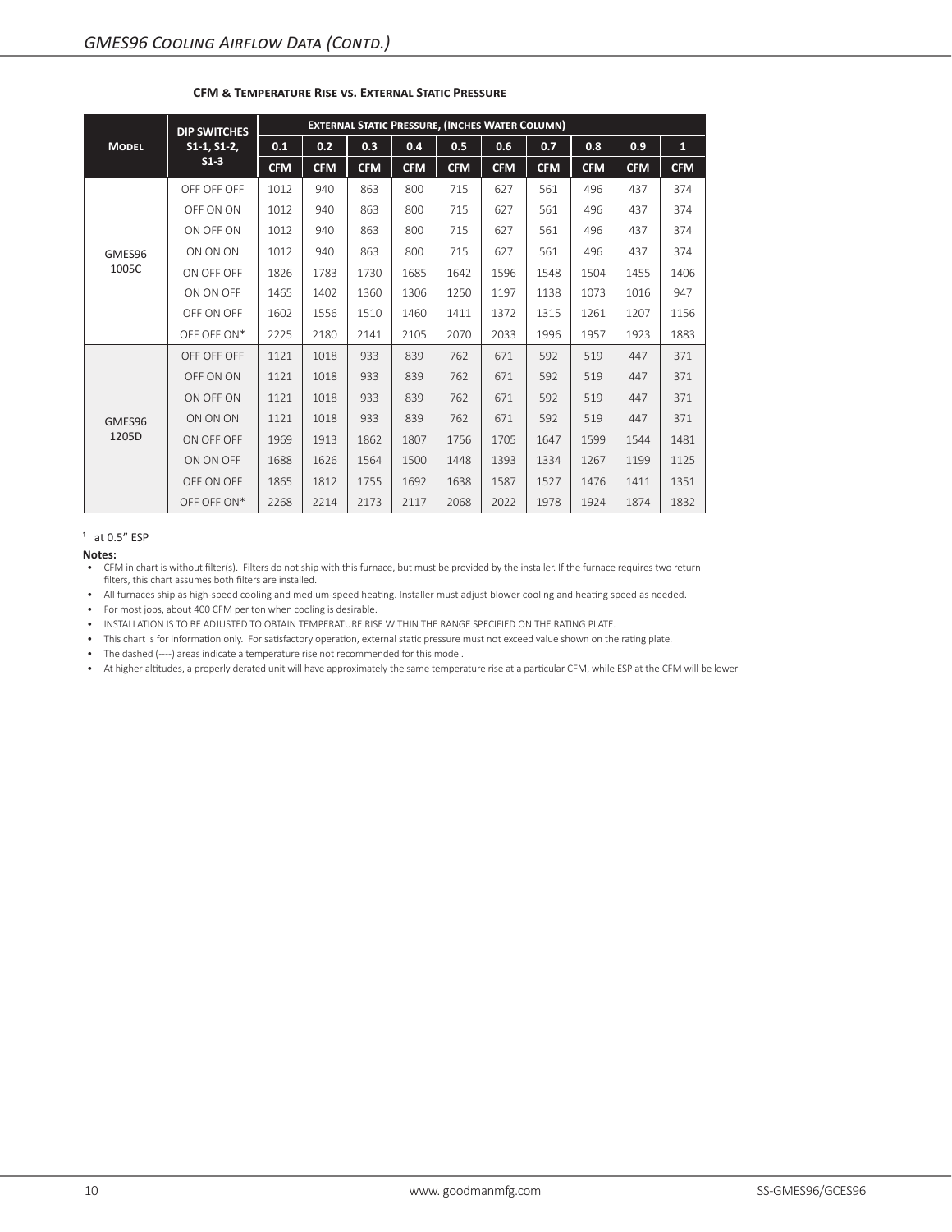## GMES96 Cooling Airflow Data (Contd.)

### CFM & Temperature Rise vs. External Static Pressure

| Model | DIP Switches S1-1, S1-2, S1-3 | External Static Pressure, (Inches Water Column) | | | | | | | | | |
|---|---|---|---|---|---|---|---|---|---|---|---|
| | | 0.1 | 0.2 | 0.3 | 0.4 | 0.5 | 0.6 | 0.7 | 0.8 | 0.9 | 1 |
| | | CFM | CFM | CFM | CFM | CFM | CFM | CFM | CFM | CFM | CFM |
| GMES96 1005C | OFF OFF OFF | 1012 | 940 | 863 | 800 | 715 | 627 | 561 | 496 | 437 | 374 |
| | OFF ON ON | 1012 | 940 | 863 | 800 | 715 | 627 | 561 | 496 | 437 | 374 |
| | ON OFF ON | 1012 | 940 | 863 | 800 | 715 | 627 | 561 | 496 | 437 | 374 |
| | ON ON ON | 1012 | 940 | 863 | 800 | 715 | 627 | 561 | 496 | 437 | 374 |
| | ON OFF OFF | 1826 | 1783 | 1730 | 1685 | 1642 | 1596 | 1548 | 1504 | 1455 | 1406 |
| | ON ON OFF | 1465 | 1402 | 1360 | 1306 | 1250 | 1197 | 1138 | 1073 | 1016 | 947 |
| | OFF ON OFF | 1602 | 1556 | 1510 | 1460 | 1411 | 1372 | 1315 | 1261 | 1207 | 1156 |
| | OFF OFF ON* | 2225 | 2180 | 2141 | 2105 | 2070 | 2033 | 1996 | 1957 | 1923 | 1883 |
| GMES96 1205D | OFF OFF OFF | 1121 | 1018 | 933 | 839 | 762 | 671 | 592 | 519 | 447 | 371 |
| | OFF ON ON | 1121 | 1018 | 933 | 839 | 762 | 671 | 592 | 519 | 447 | 371 |
| | ON OFF ON | 1121 | 1018 | 933 | 839 | 762 | 671 | 592 | 519 | 447 | 371 |
| | ON ON ON | 1121 | 1018 | 933 | 839 | 762 | 671 | 592 | 519 | 447 | 371 |
| | ON OFF OFF | 1969 | 1913 | 1862 | 1807 | 1756 | 1705 | 1647 | 1599 | 1544 | 1481 |
| | ON ON OFF | 1688 | 1626 | 1564 | 1500 | 1448 | 1393 | 1334 | 1267 | 1199 | 1125 |
| | OFF ON OFF | 1865 | 1812 | 1755 | 1692 | 1638 | 1587 | 1527 | 1476 | 1411 | 1351 |
| | OFF OFF ON* | 2268 | 2214 | 2173 | 2117 | 2068 | 2022 | 1978 | 1924 | 1874 | 1832 |

[1] at 0.5" ESP

**Notes:**

- CFM in chart is without filter(s). Filters do not ship with this furnace, but must be provided by the installer. If the furnace requires two return filters, this chart assumes both filters are installed.
- All furnaces ship as high-speed cooling and medium-speed heating. Installer must adjust blower cooling and heating speed as needed.
- For most jobs, about 400 CFM per ton when cooling is desirable.
- INSTALLATION IS TO BE ADJUSTED TO OBTAIN TEMPERATURE RISE WITHIN THE RANGE SPECIFIED ON THE RATING PLATE.
- This chart is for information only. For satisfactory operation, external static pressure must not exceed value shown on the rating plate.
- The dashed (----) areas indicate a temperature rise not recommended for this model.
- At higher altitudes, a properly derated unit will have approximately the same temperature rise at a particular CFM, while ESP at the CFM will be lower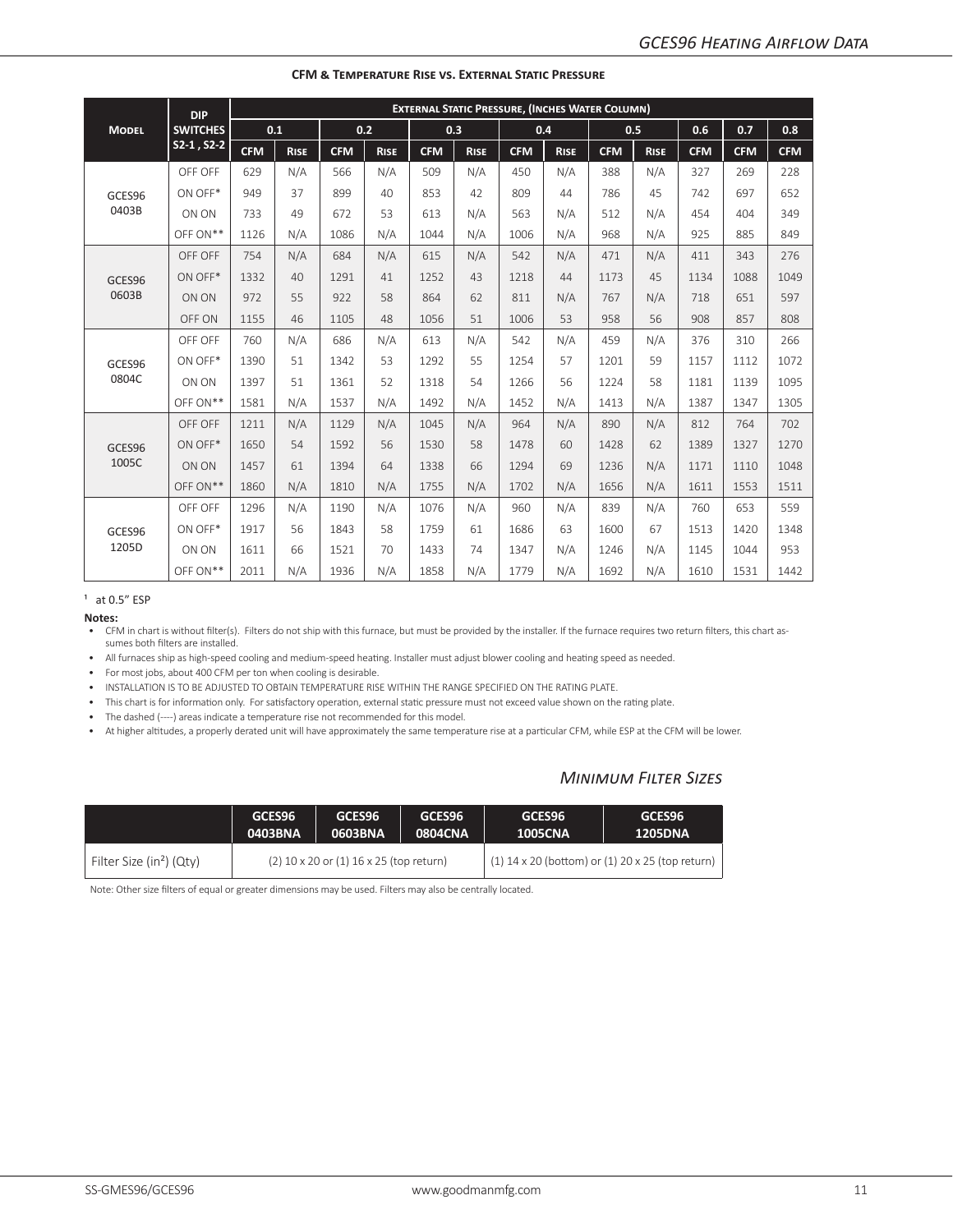## GCES96 Heating Airflow Data

**CFM & Temperature Rise vs. External Static Pressure**

| Model | DIP Switches S2-1 , S2-2 | External Static Pressure, (Inches Water Column) | | | | | | | | | | | | |
|---|---|---|---|---|---|---|---|---|---|---|---|---|---|---|
| | | 0.1 | | 0.2 | | 0.3 | | 0.4 | | 0.5 | | 0.6 | 0.7 | 0.8 |
| | | CFM | Rise | CFM | Rise | CFM | Rise | CFM | Rise | CFM | Rise | CFM | CFM | CFM |
| GCES96 0403B | OFF OFF | 629 | N/A | 566 | N/A | 509 | N/A | 450 | N/A | 388 | N/A | 327 | 269 | 228 |
| | ON OFF* | 949 | 37 | 899 | 40 | 853 | 42 | 809 | 44 | 786 | 45 | 742 | 697 | 652 |
| | ON ON | 733 | 49 | 672 | 53 | 613 | N/A | 563 | N/A | 512 | N/A | 454 | 404 | 349 |
| | OFF ON** | 1126 | N/A | 1086 | N/A | 1044 | N/A | 1006 | N/A | 968 | N/A | 925 | 885 | 849 |
| GCES96 0603B | OFF OFF | 754 | N/A | 684 | N/A | 615 | N/A | 542 | N/A | 471 | N/A | 411 | 343 | 276 |
| | ON OFF* | 1332 | 40 | 1291 | 41 | 1252 | 43 | 1218 | 44 | 1173 | 45 | 1134 | 1088 | 1049 |
| | ON ON | 972 | 55 | 922 | 58 | 864 | 62 | 811 | N/A | 767 | N/A | 718 | 651 | 597 |
| | OFF ON | 1155 | 46 | 1105 | 48 | 1056 | 51 | 1006 | 53 | 958 | 56 | 908 | 857 | 808 |
| GCES96 0804C | OFF OFF | 760 | N/A | 686 | N/A | 613 | N/A | 542 | N/A | 459 | N/A | 376 | 310 | 266 |
| | ON OFF* | 1390 | 51 | 1342 | 53 | 1292 | 55 | 1254 | 57 | 1201 | 59 | 1157 | 1112 | 1072 |
| | ON ON | 1397 | 51 | 1361 | 52 | 1318 | 54 | 1266 | 56 | 1224 | 58 | 1181 | 1139 | 1095 |
| | OFF ON** | 1581 | N/A | 1537 | N/A | 1492 | N/A | 1452 | N/A | 1413 | N/A | 1387 | 1347 | 1305 |
| GCES96 1005C | OFF OFF | 1211 | N/A | 1129 | N/A | 1045 | N/A | 964 | N/A | 890 | N/A | 812 | 764 | 702 |
| | ON OFF* | 1650 | 54 | 1592 | 56 | 1530 | 58 | 1478 | 60 | 1428 | 62 | 1389 | 1327 | 1270 |
| | ON ON | 1457 | 61 | 1394 | 64 | 1338 | 66 | 1294 | 69 | 1236 | N/A | 1171 | 1110 | 1048 |
| | OFF ON** | 1860 | N/A | 1810 | N/A | 1755 | N/A | 1702 | N/A | 1656 | N/A | 1611 | 1553 | 1511 |
| GCES96 1205D | OFF OFF | 1296 | N/A | 1190 | N/A | 1076 | N/A | 960 | N/A | 839 | N/A | 760 | 653 | 559 |
| | ON OFF* | 1917 | 56 | 1843 | 58 | 1759 | 61 | 1686 | 63 | 1600 | 67 | 1513 | 1420 | 1348 |
| | ON ON | 1611 | 66 | 1521 | 70 | 1433 | 74 | 1347 | N/A | 1246 | N/A | 1145 | 1044 | 953 |
| | OFF ON** | 2011 | N/A | 1936 | N/A | 1858 | N/A | 1779 | N/A | 1692 | N/A | 1610 | 1531 | 1442 |

[1] at 0.5" ESP

**Notes:**

- CFM in chart is without filter(s). Filters do not ship with this furnace, but must be provided by the installer. If the furnace requires two return filters, this chart assumes both filters are installed.
- All furnaces ship as high-speed cooling and medium-speed heating. Installer must adjust blower cooling and heating speed as needed.
- For most jobs, about 400 CFM per ton when cooling is desirable.
- INSTALLATION IS TO BE ADJUSTED TO OBTAIN TEMPERATURE RISE WITHIN THE RANGE SPECIFIED ON THE RATING PLATE.
- This chart is for information only. For satisfactory operation, external static pressure must not exceed value shown on the rating plate.
- The dashed (----) areas indicate a temperature rise not recommended for this model.
- At higher altitudes, a properly derated unit will have approximately the same temperature rise at a particular CFM, while ESP at the CFM will be lower.

## Minimum Filter Sizes

| | GCES96 0403BNA | GCES96 0603BNA | GCES96 0804CNA | GCES96 1005CNA | GCES96 1205DNA |
|---|---|---|---|---|---|
| Filter Size (in²) (Qty) | (2) 10 x 20 or (1) 16 x 25 (top return) | | | (1) 14 x 20 (bottom) or (1) 20 x 25 (top return) | |

Note: Other size filters of equal or greater dimensions may be used. Filters may also be centrally located.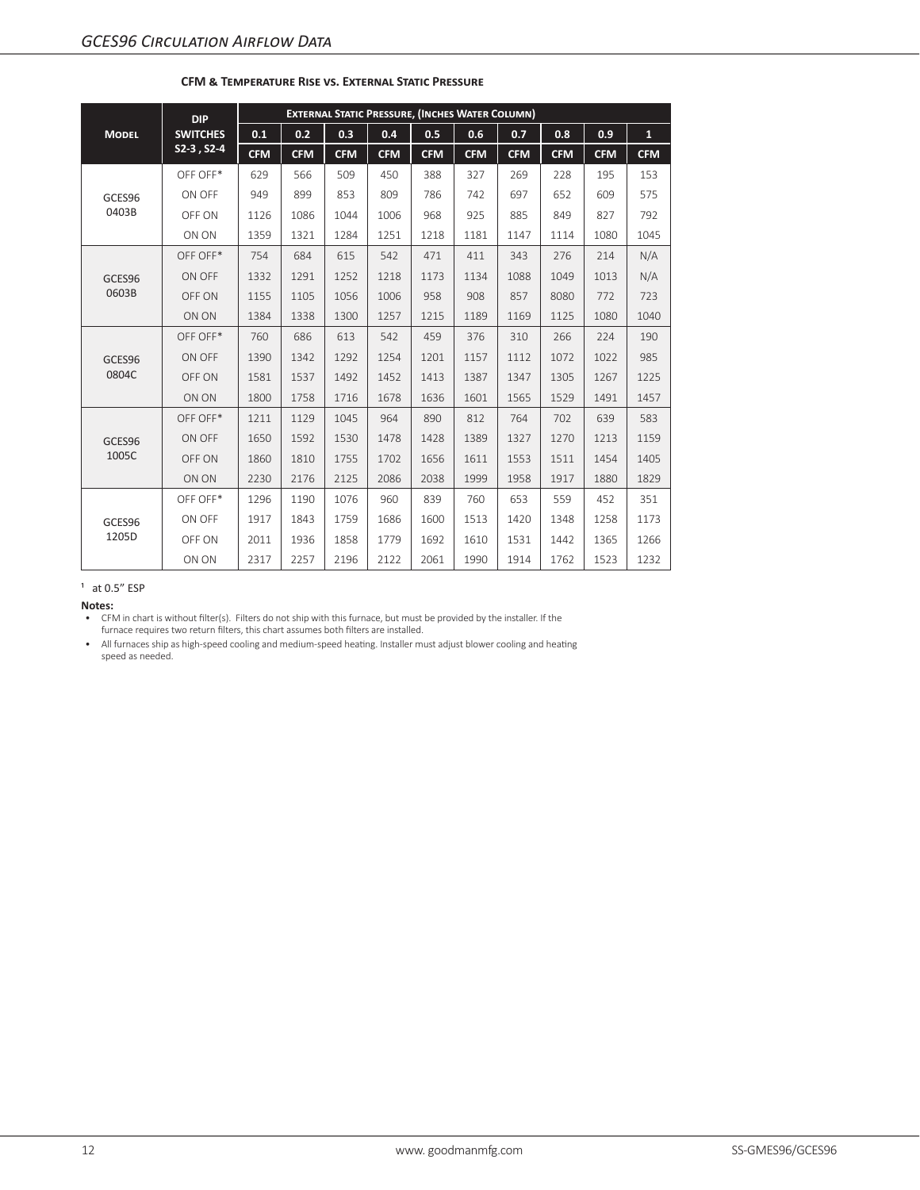## GCES96 Circulation Airflow Data

**CFM & Temperature Rise vs. External Static Pressure**

| Model | DIP Switches S2-3 , S2-4 | External Static Pressure, (Inches Water Column) | | | | | | | | | |
|---|---|---|---|---|---|---|---|---|---|---|---|
| | | 0.1 | 0.2 | 0.3 | 0.4 | 0.5 | 0.6 | 0.7 | 0.8 | 0.9 | 1 |
| | | CFM | CFM | CFM | CFM | CFM | CFM | CFM | CFM | CFM | CFM |
| GCES96 0403B | OFF OFF* | 629 | 566 | 509 | 450 | 388 | 327 | 269 | 228 | 195 | 153 |
| | ON OFF | 949 | 899 | 853 | 809 | 786 | 742 | 697 | 652 | 609 | 575 |
| | OFF ON | 1126 | 1086 | 1044 | 1006 | 968 | 925 | 885 | 849 | 827 | 792 |
| | ON ON | 1359 | 1321 | 1284 | 1251 | 1218 | 1181 | 1147 | 1114 | 1080 | 1045 |
| GCES96 0603B | OFF OFF* | 754 | 684 | 615 | 542 | 471 | 411 | 343 | 276 | 214 | N/A |
| | ON OFF | 1332 | 1291 | 1252 | 1218 | 1173 | 1134 | 1088 | 1049 | 1013 | N/A |
| | OFF ON | 1155 | 1105 | 1056 | 1006 | 958 | 908 | 857 | 8080 | 772 | 723 |
| | ON ON | 1384 | 1338 | 1300 | 1257 | 1215 | 1189 | 1169 | 1125 | 1080 | 1040 |
| GCES96 0804C | OFF OFF* | 760 | 686 | 613 | 542 | 459 | 376 | 310 | 266 | 224 | 190 |
| | ON OFF | 1390 | 1342 | 1292 | 1254 | 1201 | 1157 | 1112 | 1072 | 1022 | 985 |
| | OFF ON | 1581 | 1537 | 1492 | 1452 | 1413 | 1387 | 1347 | 1305 | 1267 | 1225 |
| | ON ON | 1800 | 1758 | 1716 | 1678 | 1636 | 1601 | 1565 | 1529 | 1491 | 1457 |
| GCES96 1005C | OFF OFF* | 1211 | 1129 | 1045 | 964 | 890 | 812 | 764 | 702 | 639 | 583 |
| | ON OFF | 1650 | 1592 | 1530 | 1478 | 1428 | 1389 | 1327 | 1270 | 1213 | 1159 |
| | OFF ON | 1860 | 1810 | 1755 | 1702 | 1656 | 1611 | 1553 | 1511 | 1454 | 1405 |
| | ON ON | 2230 | 2176 | 2125 | 2086 | 2038 | 1999 | 1958 | 1917 | 1880 | 1829 |
| GCES96 1205D | OFF OFF* | 1296 | 1190 | 1076 | 960 | 839 | 760 | 653 | 559 | 452 | 351 |
| | ON OFF | 1917 | 1843 | 1759 | 1686 | 1600 | 1513 | 1420 | 1348 | 1258 | 1173 |
| | OFF ON | 2011 | 1936 | 1858 | 1779 | 1692 | 1610 | 1531 | 1442 | 1365 | 1266 |
| | ON ON | 2317 | 2257 | 2196 | 2122 | 2061 | 1990 | 1914 | 1762 | 1523 | 1232 |

[1] at 0.5" ESP

**Notes:**

- CFM in chart is without filter(s). Filters do not ship with this furnace, but must be provided by the installer. If the furnace requires two return filters, this chart assumes both filters are installed.
- All furnaces ship as high-speed cooling and medium-speed heating. Installer must adjust blower cooling and heating speed as needed.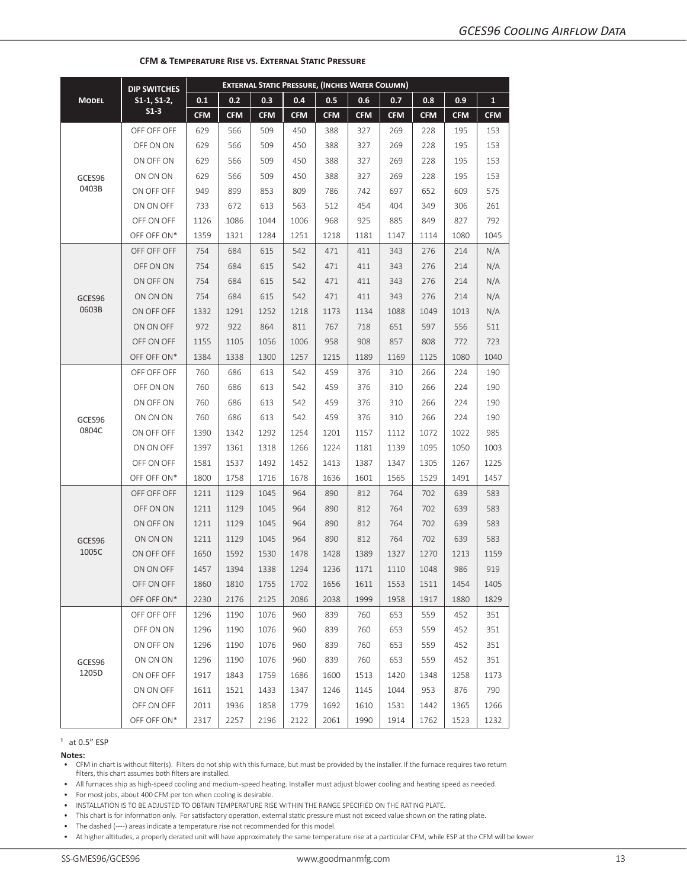## CFM & Temperature Rise vs. External Static Pressure

| Model | DIP Switches S1-1, S1-2, S1-3 | External Static Pressure, (Inches Water Column) | | | | | | | | | |
|---|---|---|---|---|---|---|---|---|---|---|---|
| | | 0.1 | 0.2 | 0.3 | 0.4 | 0.5 | 0.6 | 0.7 | 0.8 | 0.9 | 1 |
| | | CFM | CFM | CFM | CFM | CFM | CFM | CFM | CFM | CFM | CFM |
| GCES96 0403B | OFF OFF OFF | 629 | 566 | 509 | 450 | 388 | 327 | 269 | 228 | 195 | 153 |
| | OFF ON ON | 629 | 566 | 509 | 450 | 388 | 327 | 269 | 228 | 195 | 153 |
| | ON OFF ON | 629 | 566 | 509 | 450 | 388 | 327 | 269 | 228 | 195 | 153 |
| | ON ON ON | 629 | 566 | 509 | 450 | 388 | 327 | 269 | 228 | 195 | 153 |
| | ON OFF OFF | 949 | 899 | 853 | 809 | 786 | 742 | 697 | 652 | 609 | 575 |
| | ON ON OFF | 733 | 672 | 613 | 563 | 512 | 454 | 404 | 349 | 306 | 261 |
| | OFF ON OFF | 1126 | 1086 | 1044 | 1006 | 968 | 925 | 885 | 849 | 827 | 792 |
| | OFF OFF ON* | 1359 | 1321 | 1284 | 1251 | 1218 | 1181 | 1147 | 1114 | 1080 | 1045 |
| GCES96 0603B | OFF OFF OFF | 754 | 684 | 615 | 542 | 471 | 411 | 343 | 276 | 214 | N/A |
| | OFF ON ON | 754 | 684 | 615 | 542 | 471 | 411 | 343 | 276 | 214 | N/A |
| | ON OFF ON | 754 | 684 | 615 | 542 | 471 | 411 | 343 | 276 | 214 | N/A |
| | ON ON ON | 754 | 684 | 615 | 542 | 471 | 411 | 343 | 276 | 214 | N/A |
| | ON OFF OFF | 1332 | 1291 | 1252 | 1218 | 1173 | 1134 | 1088 | 1049 | 1013 | N/A |
| | ON ON OFF | 972 | 922 | 864 | 811 | 767 | 718 | 651 | 597 | 556 | 511 |
| | OFF ON OFF | 1155 | 1105 | 1056 | 1006 | 958 | 908 | 857 | 808 | 772 | 723 |
| | OFF OFF ON* | 1384 | 1338 | 1300 | 1257 | 1215 | 1189 | 1169 | 1125 | 1080 | 1040 |
| GCES96 0804C | OFF OFF OFF | 760 | 686 | 613 | 542 | 459 | 376 | 310 | 266 | 224 | 190 |
| | OFF ON ON | 760 | 686 | 613 | 542 | 459 | 376 | 310 | 266 | 224 | 190 |
| | ON OFF ON | 760 | 686 | 613 | 542 | 459 | 376 | 310 | 266 | 224 | 190 |
| | ON ON ON | 760 | 686 | 613 | 542 | 459 | 376 | 310 | 266 | 224 | 190 |
| | ON OFF OFF | 1390 | 1342 | 1292 | 1254 | 1201 | 1157 | 1112 | 1072 | 1022 | 985 |
| | ON ON OFF | 1397 | 1361 | 1318 | 1266 | 1224 | 1181 | 1139 | 1095 | 1050 | 1003 |
| | OFF ON OFF | 1581 | 1537 | 1492 | 1452 | 1413 | 1387 | 1347 | 1305 | 1267 | 1225 |
| | OFF OFF ON* | 1800 | 1758 | 1716 | 1678 | 1636 | 1601 | 1565 | 1529 | 1491 | 1457 |
| GCES96 1005C | OFF OFF OFF | 1211 | 1129 | 1045 | 964 | 890 | 812 | 764 | 702 | 639 | 583 |
| | OFF ON ON | 1211 | 1129 | 1045 | 964 | 890 | 812 | 764 | 702 | 639 | 583 |
| | ON OFF ON | 1211 | 1129 | 1045 | 964 | 890 | 812 | 764 | 702 | 639 | 583 |
| | ON ON ON | 1211 | 1129 | 1045 | 964 | 890 | 812 | 764 | 702 | 639 | 583 |
| | ON OFF OFF | 1650 | 1592 | 1530 | 1478 | 1428 | 1389 | 1327 | 1270 | 1213 | 1159 |
| | ON ON OFF | 1457 | 1394 | 1338 | 1294 | 1236 | 1171 | 1110 | 1048 | 986 | 919 |
| | OFF ON OFF | 1860 | 1810 | 1755 | 1702 | 1656 | 1611 | 1553 | 1511 | 1454 | 1405 |
| | OFF OFF ON* | 2230 | 2176 | 2125 | 2086 | 2038 | 1999 | 1958 | 1917 | 1880 | 1829 |
| GCES96 1205D | OFF OFF OFF | 1296 | 1190 | 1076 | 960 | 839 | 760 | 653 | 559 | 452 | 351 |
| | OFF ON ON | 1296 | 1190 | 1076 | 960 | 839 | 760 | 653 | 559 | 452 | 351 |
| | ON OFF ON | 1296 | 1190 | 1076 | 960 | 839 | 760 | 653 | 559 | 452 | 351 |
| | ON ON ON | 1296 | 1190 | 1076 | 960 | 839 | 760 | 653 | 559 | 452 | 351 |
| | ON OFF OFF | 1917 | 1843 | 1759 | 1686 | 1600 | 1513 | 1420 | 1348 | 1258 | 1173 |
| | ON ON OFF | 1611 | 1521 | 1433 | 1347 | 1246 | 1145 | 1044 | 953 | 876 | 790 |
| | OFF ON OFF | 2011 | 1936 | 1858 | 1779 | 1692 | 1610 | 1531 | 1442 | 1365 | 1266 |
| | OFF OFF ON* | 2317 | 2257 | 2196 | 2122 | 2061 | 1990 | 1914 | 1762 | 1523 | 1232 |

[1] at 0.5" ESP

**Notes:**

- CFM in chart is without filter(s). Filters do not ship with this furnace, but must be provided by the installer. If the furnace requires two return filters, this chart assumes both filters are installed.
- All furnaces ship as high-speed cooling and medium-speed heating. Installer must adjust blower cooling and heating speed as needed.
- For most jobs, about 400 CFM per ton when cooling is desirable.
- INSTALLATION IS TO BE ADJUSTED TO OBTAIN TEMPERATURE RISE WITHIN THE RANGE SPECIFIED ON THE RATING PLATE.
- This chart is for information only. For satisfactory operation, external static pressure must not exceed value shown on the rating plate.
- The dashed (----) areas indicate a temperature rise not recommended for this model.
- At higher altitudes, a properly derated unit will have approximately the same temperature rise at a particular CFM, while ESP at the CFM will be lower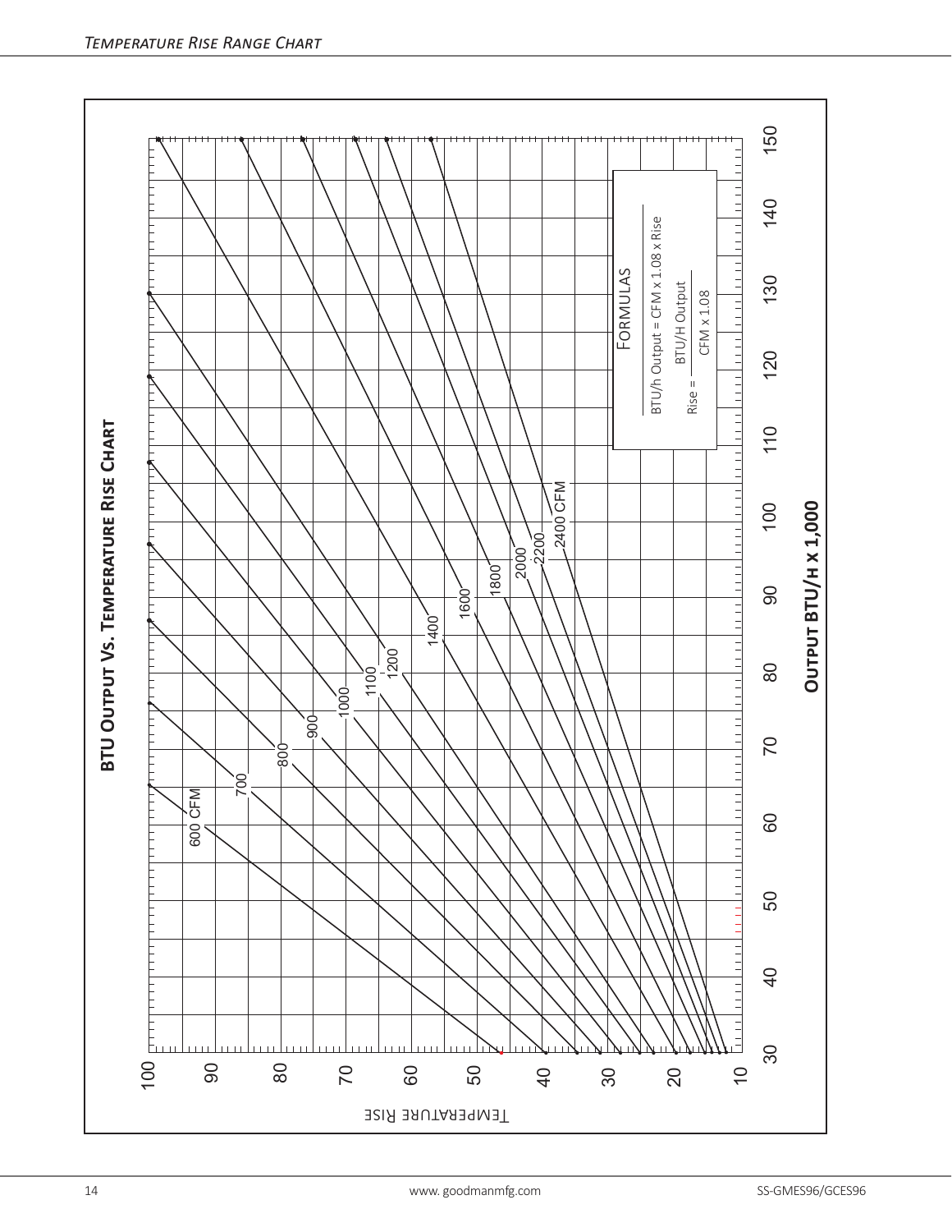# BTU Output Vs. Temperature Rise Chart

Temperature Rise

100
90
80
70
60
50
40
30
20
10

Output BTU/h x 1,000

30
40
50
60
70
80
90
100
110
120
130
140
150

600 CFM
700
800
900
1000
1100
1200
1400
1600
1800
2000
2200
2400 CFM

**Formulas**

BTU/h Output = CFM x 1.08 x Rise

$$\text{Rise} = \frac{\text{BTU/H Output}}{\text{CFM} \times 1.08}$$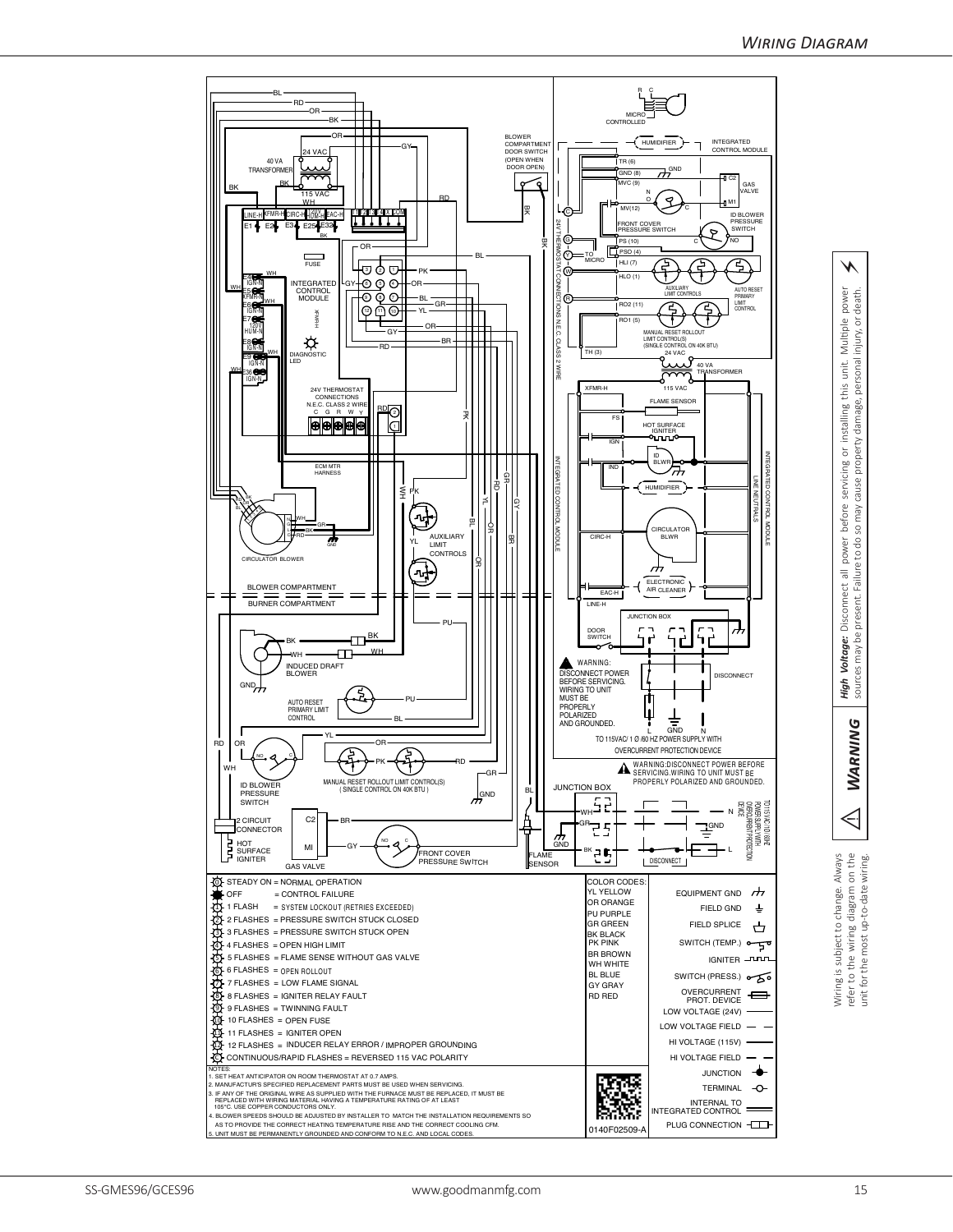## Wiring Diagram

⚠ ***Warning***

***High Voltage:*** Disconnect all power before servicing or installing this unit. Multiple power sources may be present. Failure to do so may cause property damage, personal injury, or death.

Wiring is subject to change. Always refer to the wiring diagram on the unit for the most up-to-date wiring.

STEADY ON = NORMAL OPERATION
OFF = CONTROL FAILURE
1 FLASH = SYSTEM LOCKOUT (RETRIES EXCEEDED)
2 FLASHES = PRESSURE SWITCH STUCK CLOSED
3 FLASHES = PRESSURE SWITCH STUCK OPEN
4 FLASHES = OPEN HIGH LIMIT
5 FLASHES = FLAME SENSE WITHOUT GAS VALVE
6 FLASHES = OPEN ROLLOUT
7 FLASHES = LOW FLAME SIGNAL
8 FLASHES = IGNITER RELAY FAULT
9 FLASHES = TWINNING FAULT
10 FLASHES = OPEN FUSE
11 FLASHES = IGNITER OPEN
12 FLASHES = INDUCER RELAY ERROR / IMPROPER GROUNDING
CONTINUOUS/RAPID FLASHES = REVERSED 115 VAC POLARITY

COLOR CODES:
YL YELLOW
OR ORANGE
PU PURPLE
GR GREEN
BK BLACK
PK PINK
BR BROWN
WH WHITE
BL BLUE
GY GRAY
RD RED

EQUIPMENT GND
FIELD GND
FIELD SPLICE
SWITCH (TEMP.)
IGNITER
SWITCH (PRESS.)
OVERCURRENT PROT. DEVICE
LOW VOLTAGE (24V)
LOW VOLTAGE FIELD
HI VOLTAGE (115V)
HI VOLTAGE FIELD
JUNCTION
TERMINAL
INTERNAL TO INTEGRATED CONTROL
PLUG CONNECTION

NOTES:
1. SET HEAT ANTICIPATOR ON ROOM THERMOSTAT AT 0.7 AMPS.
2. MANUFACTURER'S SPECIFIED REPLACEMENT PARTS MUST BE USED WHEN SERVICING.
3. IF ANY OF THE ORIGINAL WIRE AS SUPPLIED WITH THE FURNACE MUST BE REPLACED, IT MUST BE REPLACED WITH WIRING MATERIAL HAVING A TEMPERATURE RATING OF AT LEAST 105°C. USE COPPER CONDUCTORS ONLY.
4. BLOWER SPEEDS SHOULD BE ADJUSTED BY INSTALLER TO MATCH THE INSTALLATION REQUIREMENTS SO AS TO PROVIDE THE CORRECT HEATING TEMPERATURE RISE AND THE CORRECT COOLING CFM.
5. UNIT MUST BE PERMANENTLY GROUNDED AND CONFORM TO N.E.C. AND LOCAL CODES.

0140F02509-A

WARNING: DISCONNECT POWER BEFORE SERVICING. WIRING TO UNIT MUST BE PROPERLY POLARIZED AND GROUNDED.

WARNING: DISCONNECT POWER BEFORE SERVICING. WIRING TO UNIT MUST BE PROPERLY POLARIZED AND GROUNDED.

TO 115VAC/ 1 Ø /60 HZ POWER SUPPLY WITH OVERCURRENT PROTECTION DEVICE

BLOWER COMPARTMENT
BURNER COMPARTMENT

40 VA TRANSFORMER
24 VAC
115 VAC
INTEGRATED CONTROL MODULE
FUSE
DIAGNOSTIC LED
24V THERMOSTAT CONNECTIONS N.E.C. CLASS 2 WIRE
ECM MTR HARNESS
CIRCULATOR BLOWER
AUXILIARY LIMIT CONTROLS
BLOWER COMPARTMENT DOOR SWITCH (OPEN WHEN DOOR OPEN)
INDUCED DRAFT BLOWER
AUTO RESET PRIMARY LIMIT CONTROL
MANUAL RESET ROLLOUT LIMIT CONTROL(S) ( SINGLE CONTROL ON 40K BTU )
ID BLOWER PRESSURE SWITCH
2 CIRCUIT CONNECTOR
HOT SURFACE IGNITER
GAS VALVE
FRONT COVER PRESSURE SWITCH
FLAME SENSOR
JUNCTION BOX
DISCONNECT
MICRO CONTROLLED
HUMIDIFIER
INTEGRATED CONTROL MODULE
ELECTRONIC AIR CLEANER
DOOR SWITCH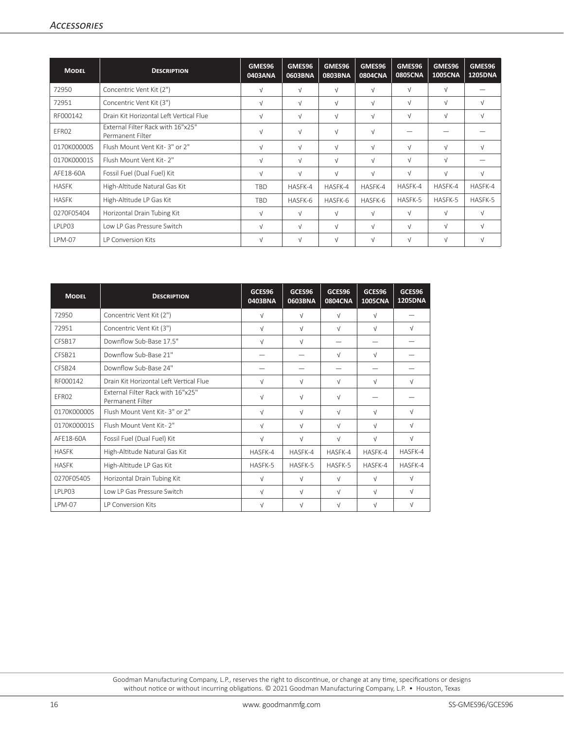## Accessories

| Model | Description | GMES96 0403ANA | GMES96 0603BNA | GMES96 0803BNA | GMES96 0804CNA | GMES96 0805CNA | GMES96 1005CNA | GMES96 1205DNA |
|---|---|---|---|---|---|---|---|---|
| 72950 | Concentric Vent Kit (2") | √ | √ | √ | √ | √ | √ | — |
| 72951 | Concentric Vent Kit (3") | √ | √ | √ | √ | √ | √ | √ |
| RF000142 | Drain Kit Horizontal Left Vertical Flue | √ | √ | √ | √ | √ | √ | √ |
| EFR02 | External Filter Rack with 16"x25" Permanent Filter | √ | √ | √ | √ | — | — | — |
| 0170K00000S | Flush Mount Vent Kit- 3" or 2" | √ | √ | √ | √ | √ | √ | √ |
| 0170K00001S | Flush Mount Vent Kit- 2" | √ | √ | √ | √ | √ | √ | — |
| AFE18-60A | Fossil Fuel (Dual Fuel) Kit | √ | √ | √ | √ | √ | √ | √ |
| HASFK | High-Altitude Natural Gas Kit | TBD | HASFK-4 | HASFK-4 | HASFK-4 | HASFK-4 | HASFK-4 | HASFK-4 |
| HASFK | High-Altitude LP Gas Kit | TBD | HASFK-6 | HASFK-6 | HASFK-6 | HASFK-5 | HASFK-5 | HASFK-5 |
| 0270F05404 | Horizontal Drain Tubing Kit | √ | √ | √ | √ | √ | √ | √ |
| LPLP03 | Low LP Gas Pressure Switch | √ | √ | √ | √ | √ | √ | √ |
| LPM-07 | LP Conversion Kits | √ | √ | √ | √ | √ | √ | √ |

| Model | Description | GCES96 0403BNA | GCES96 0603BNA | GCES96 0804CNA | GCES96 1005CNA | GCES96 1205DNA |
|---|---|---|---|---|---|---|
| 72950 | Concentric Vent Kit (2") | √ | √ | √ | √ | — |
| 72951 | Concentric Vent Kit (3") | √ | √ | √ | √ | √ |
| CFSB17 | Downflow Sub-Base 17.5" | √ | √ | — | — | — |
| CFSB21 | Downflow Sub-Base 21" | — | — | √ | √ | — |
| CFSB24 | Downflow Sub-Base 24" | — | — | — | — | — |
| RF000142 | Drain Kit Horizontal Left Vertical Flue | √ | √ | √ | √ | √ |
| EFR02 | External Filter Rack with 16"x25" Permanent Filter | √ | √ | √ | — | — |
| 0170K00000S | Flush Mount Vent Kit- 3" or 2" | √ | √ | √ | √ | √ |
| 0170K00001S | Flush Mount Vent Kit- 2" | √ | √ | √ | √ | √ |
| AFE18-60A | Fossil Fuel (Dual Fuel) Kit | √ | √ | √ | √ | √ |
| HASFK | High-Altitude Natural Gas Kit | HASFK-4 | HASFK-4 | HASFK-4 | HASFK-4 | HASFK-4 |
| HASFK | High-Altitude LP Gas Kit | HASFK-5 | HASFK-5 | HASFK-5 | HASFK-4 | HASFK-4 |
| 0270F05405 | Horizontal Drain Tubing Kit | √ | √ | √ | √ | √ |
| LPLP03 | Low LP Gas Pressure Switch | √ | √ | √ | √ | √ |
| LPM-07 | LP Conversion Kits | √ | √ | √ | √ | √ |

Goodman Manufacturing Company, L.P., reserves the right to discontinue, or change at any time, specifications or designs without notice or without incurring obligations. © 2021 Goodman Manufacturing Company, L.P. • Houston, Texas